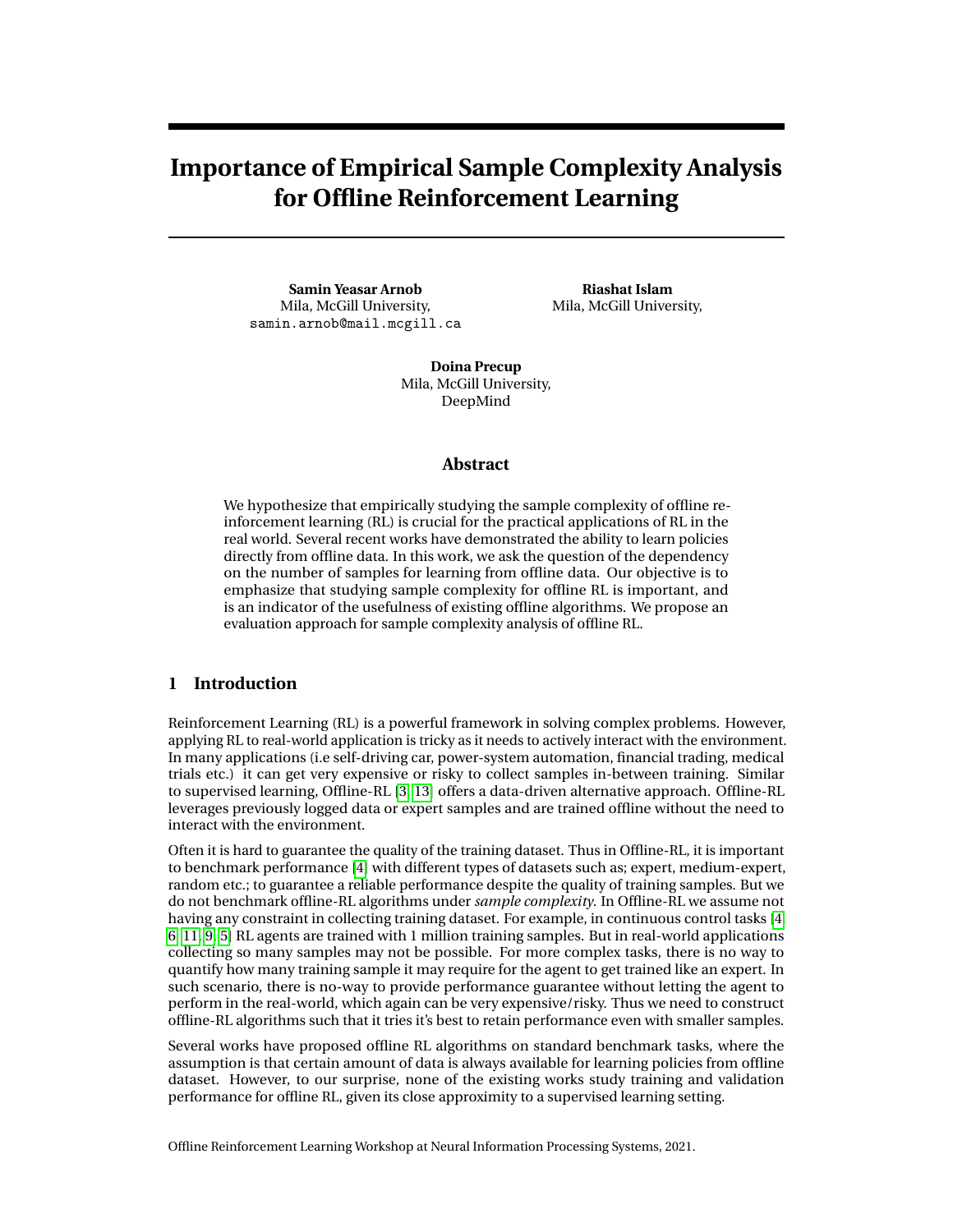# Importance of Empirical Sample Complexity Analysis for Offline Reinforcement Learning

**Samin Yeasar Arnob**
Mila, McGill University,
samin.arnob@mail.mcgill.ca

**Riashat Islam**
Mila, McGill University,

**Doina Precup**
Mila, McGill University,
DeepMind

## Abstract

We hypothesize that empirically studying the sample complexity of offline reinforcement learning (RL) is crucial for the practical applications of RL in the real world. Several recent works have demonstrated the ability to learn policies directly from offline data. In this work, we ask the question of the dependency on the number of samples for learning from offline data. Our objective is to emphasize that studying sample complexity for offline RL is important, and is an indicator of the usefulness of existing offline algorithms. We propose an evaluation approach for sample complexity analysis of offline RL.

## 1 Introduction

Reinforcement Learning (RL) is a powerful framework in solving complex problems. However, applying RL to real-world application is tricky as it needs to actively interact with the environment. In many applications (i.e self-driving car, power-system automation, financial trading, medical trials etc.) it can get very expensive or risky to collect samples in-between training. Similar to supervised learning, Offline-RL [3, 13] offers a data-driven alternative approach. Offline-RL leverages previously logged data or expert samples and are trained offline without the need to interact with the environment.

Often it is hard to guarantee the quality of the training dataset. Thus in Offline-RL, it is important to benchmark performance [4] with different types of datasets such as; expert, medium-expert, random etc.; to guarantee a reliable performance despite the quality of training samples. But we do not benchmark offline-RL algorithms under *sample complexity*. In Offline-RL we assume not having any constraint in collecting training dataset. For example, in continuous control tasks [4, 6, 11, 9, 5] RL agents are trained with 1 million training samples. But in real-world applications collecting so many samples may not be possible. For more complex tasks, there is no way to quantify how many training sample it may require for the agent to get trained like an expert. In such scenario, there is no-way to provide performance guarantee without letting the agent to perform in the real-world, which again can be very expensive/risky. Thus we need to construct offline-RL algorithms such that it tries it's best to retain performance even with smaller samples.

Several works have proposed offline RL algorithms on standard benchmark tasks, where the assumption is that certain amount of data is always available for learning policies from offline dataset. However, to our surprise, none of the existing works study training and validation performance for offline RL, given its close approximity to a supervised learning setting.

Offline Reinforcement Learning Workshop at Neural Information Processing Systems, 2021.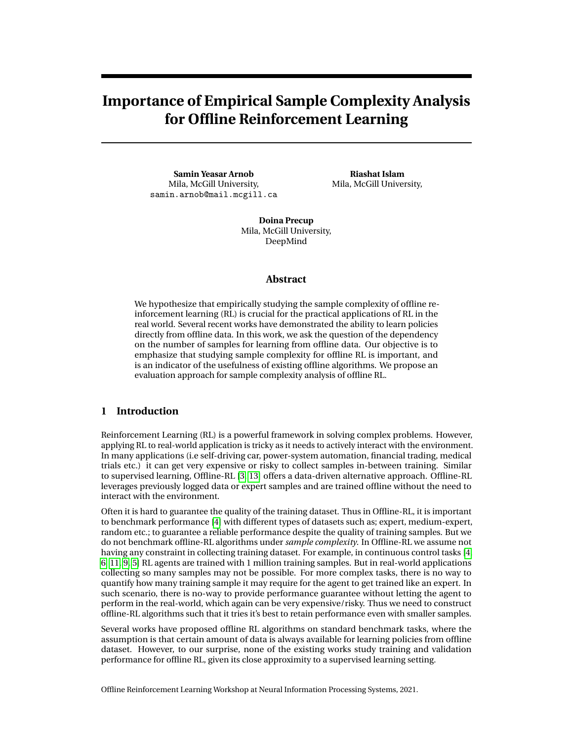# Importance of Empirical Sample Complexity Analysis for Offline Reinforcement Learning

**Samin Yeasar Arnob**
Mila, McGill University,
samin.arnob@mail.mcgill.ca

**Riashat Islam**
Mila, McGill University,

**Doina Precup**
Mila, McGill University,
DeepMind

## Abstract

We hypothesize that empirically studying the sample complexity of offline reinforcement learning (RL) is crucial for the practical applications of RL in the real world. Several recent works have demonstrated the ability to learn policies directly from offline data. In this work, we ask the question of the dependency on the number of samples for learning from offline data. Our objective is to emphasize that studying sample complexity for offline RL is important, and is an indicator of the usefulness of existing offline algorithms. We propose an evaluation approach for sample complexity analysis of offline RL.

## 1 Introduction

Reinforcement Learning (RL) is a powerful framework in solving complex problems. However, applying RL to real-world application is tricky as it needs to actively interact with the environment. In many applications (i.e self-driving car, power-system automation, financial trading, medical trials etc.) it can get very expensive or risky to collect samples in-between training. Similar to supervised learning, Offline-RL [3, 13] offers a data-driven alternative approach. Offline-RL leverages previously logged data or expert samples and are trained offline without the need to interact with the environment.

Often it is hard to guarantee the quality of the training dataset. Thus in Offline-RL, it is important to benchmark performance [4] with different types of datasets such as; expert, medium-expert, random etc.; to guarantee a reliable performance despite the quality of training samples. But we do not benchmark offline-RL algorithms under *sample complexity*. In Offline-RL we assume not having any constraint in collecting training dataset. For example, in continuous control tasks [4, 6, 11, 9, 5] RL agents are trained with 1 million training samples. But in real-world applications collecting so many samples may not be possible. For more complex tasks, there is no way to quantify how many training sample it may require for the agent to get trained like an expert. In such scenario, there is no-way to provide performance guarantee without letting the agent to perform in the real-world, which again can be very expensive/risky. Thus we need to construct offline-RL algorithms such that it tries it's best to retain performance even with smaller samples.

Several works have proposed offline RL algorithms on standard benchmark tasks, where the assumption is that certain amount of data is always available for learning policies from offline dataset. However, to our surprise, none of the existing works study training and validation performance for offline RL, given its close approximity to a supervised learning setting.

Offline Reinforcement Learning Workshop at Neural Information Processing Systems, 2021.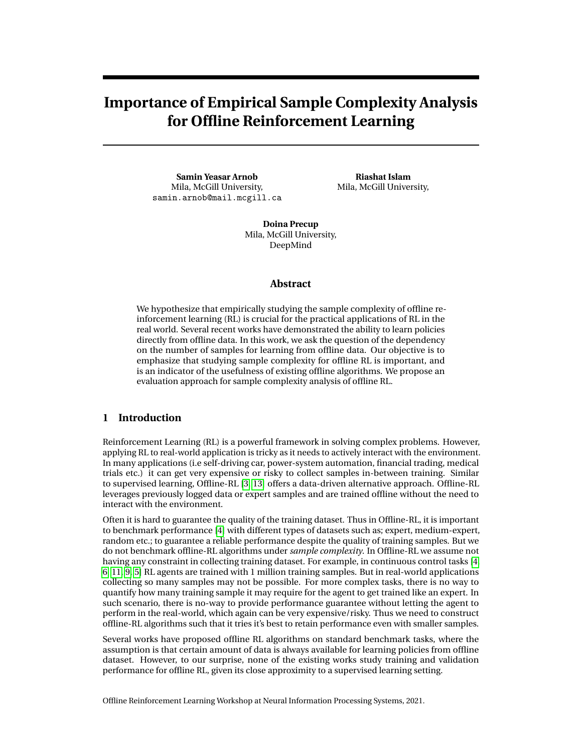# Importance of Empirical Sample Complexity Analysis for Offline Reinforcement Learning

**Samin Yeasar Arnob**
Mila, McGill University,
samin.arnob@mail.mcgill.ca

**Riashat Islam**
Mila, McGill University,

**Doina Precup**
Mila, McGill University,
DeepMind

## Abstract

We hypothesize that empirically studying the sample complexity of offline reinforcement learning (RL) is crucial for the practical applications of RL in the real world. Several recent works have demonstrated the ability to learn policies directly from offline data. In this work, we ask the question of the dependency on the number of samples for learning from offline data. Our objective is to emphasize that studying sample complexity for offline RL is important, and is an indicator of the usefulness of existing offline algorithms. We propose an evaluation approach for sample complexity analysis of offline RL.

## 1 Introduction

Reinforcement Learning (RL) is a powerful framework in solving complex problems. However, applying RL to real-world application is tricky as it needs to actively interact with the environment. In many applications (i.e self-driving car, power-system automation, financial trading, medical trials etc.) it can get very expensive or risky to collect samples in-between training. Similar to supervised learning, Offline-RL [3, 13] offers a data-driven alternative approach. Offline-RL leverages previously logged data or expert samples and are trained offline without the need to interact with the environment.

Often it is hard to guarantee the quality of the training dataset. Thus in Offline-RL, it is important to benchmark performance [4] with different types of datasets such as; expert, medium-expert, random etc.; to guarantee a reliable performance despite the quality of training samples. But we do not benchmark offline-RL algorithms under *sample complexity*. In Offline-RL we assume not having any constraint in collecting training dataset. For example, in continuous control tasks [4, 6, 11, 9, 5] RL agents are trained with 1 million training samples. But in real-world applications collecting so many samples may not be possible. For more complex tasks, there is no way to quantify how many training sample it may require for the agent to get trained like an expert. In such scenario, there is no-way to provide performance guarantee without letting the agent to perform in the real-world, which again can be very expensive/risky. Thus we need to construct offline-RL algorithms such that it tries it's best to retain performance even with smaller samples.

Several works have proposed offline RL algorithms on standard benchmark tasks, where the assumption is that certain amount of data is always available for learning policies from offline dataset. However, to our surprise, none of the existing works study training and validation performance for offline RL, given its close approximity to a supervised learning setting.

Offline Reinforcement Learning Workshop at Neural Information Processing Systems, 2021.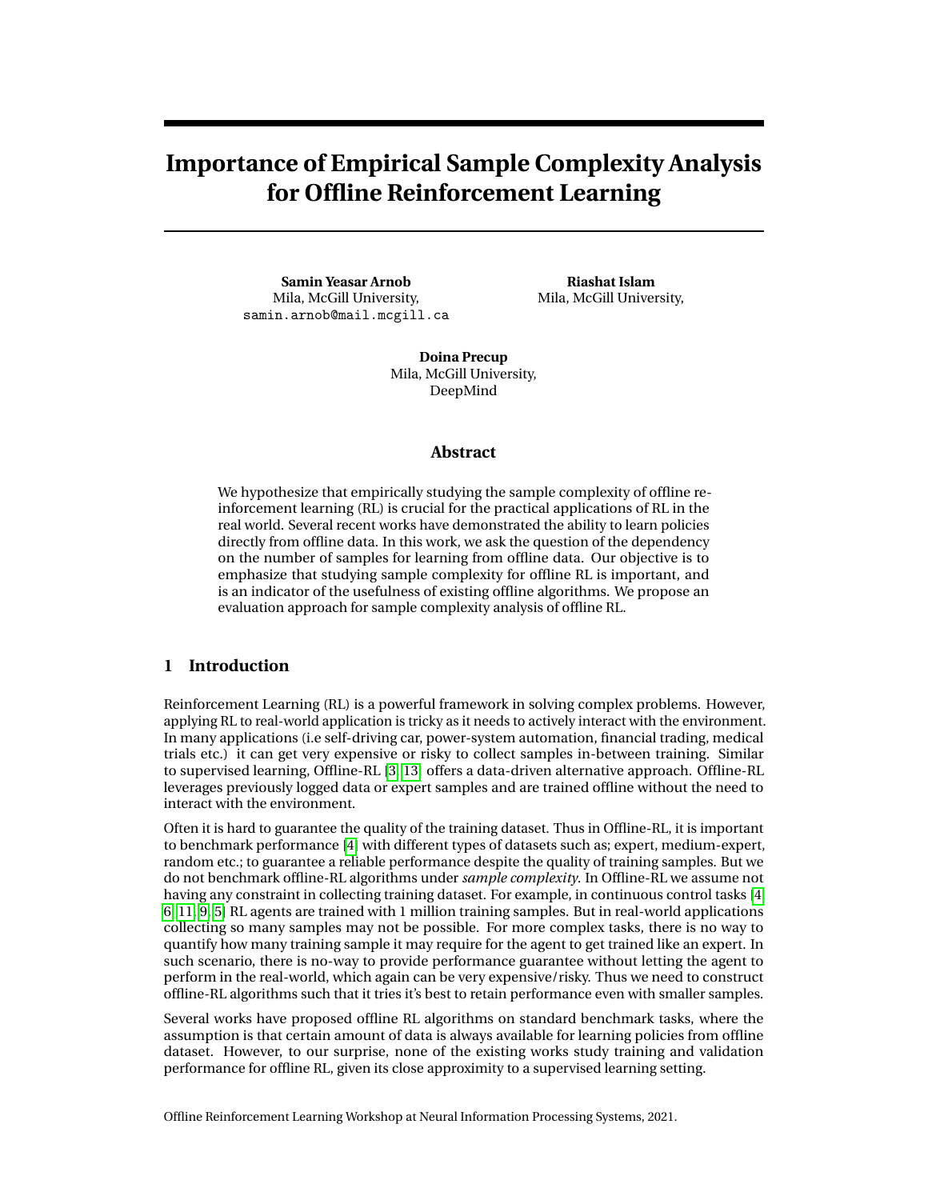# Importance of Empirical Sample Complexity Analysis for Offline Reinforcement Learning

**Samin Yeasar Arnob**
Mila, McGill University,
samin.arnob@mail.mcgill.ca

**Riashat Islam**
Mila, McGill University,

**Doina Precup**
Mila, McGill University,
DeepMind

## Abstract

We hypothesize that empirically studying the sample complexity of offline reinforcement learning (RL) is crucial for the practical applications of RL in the real world. Several recent works have demonstrated the ability to learn policies directly from offline data. In this work, we ask the question of the dependency on the number of samples for learning from offline data. Our objective is to emphasize that studying sample complexity for offline RL is important, and is an indicator of the usefulness of existing offline algorithms. We propose an evaluation approach for sample complexity analysis of offline RL.

## 1 Introduction

Reinforcement Learning (RL) is a powerful framework in solving complex problems. However, applying RL to real-world application is tricky as it needs to actively interact with the environment. In many applications (i.e self-driving car, power-system automation, financial trading, medical trials etc.) it can get very expensive or risky to collect samples in-between training. Similar to supervised learning, Offline-RL [3, 13] offers a data-driven alternative approach. Offline-RL leverages previously logged data or expert samples and are trained offline without the need to interact with the environment.

Often it is hard to guarantee the quality of the training dataset. Thus in Offline-RL, it is important to benchmark performance [4] with different types of datasets such as; expert, medium-expert, random etc.; to guarantee a reliable performance despite the quality of training samples. But we do not benchmark offline-RL algorithms under *sample complexity*. In Offline-RL we assume not having any constraint in collecting training dataset. For example, in continuous control tasks [4, 6, 11, 9, 5] RL agents are trained with 1 million training samples. But in real-world applications collecting so many samples may not be possible. For more complex tasks, there is no way to quantify how many training sample it may require for the agent to get trained like an expert. In such scenario, there is no-way to provide performance guarantee without letting the agent to perform in the real-world, which again can be very expensive/risky. Thus we need to construct offline-RL algorithms such that it tries it's best to retain performance even with smaller samples.

Several works have proposed offline RL algorithms on standard benchmark tasks, where the assumption is that certain amount of data is always available for learning policies from offline dataset. However, to our surprise, none of the existing works study training and validation performance for offline RL, given its close approximity to a supervised learning setting.

Offline Reinforcement Learning Workshop at Neural Information Processing Systems, 2021.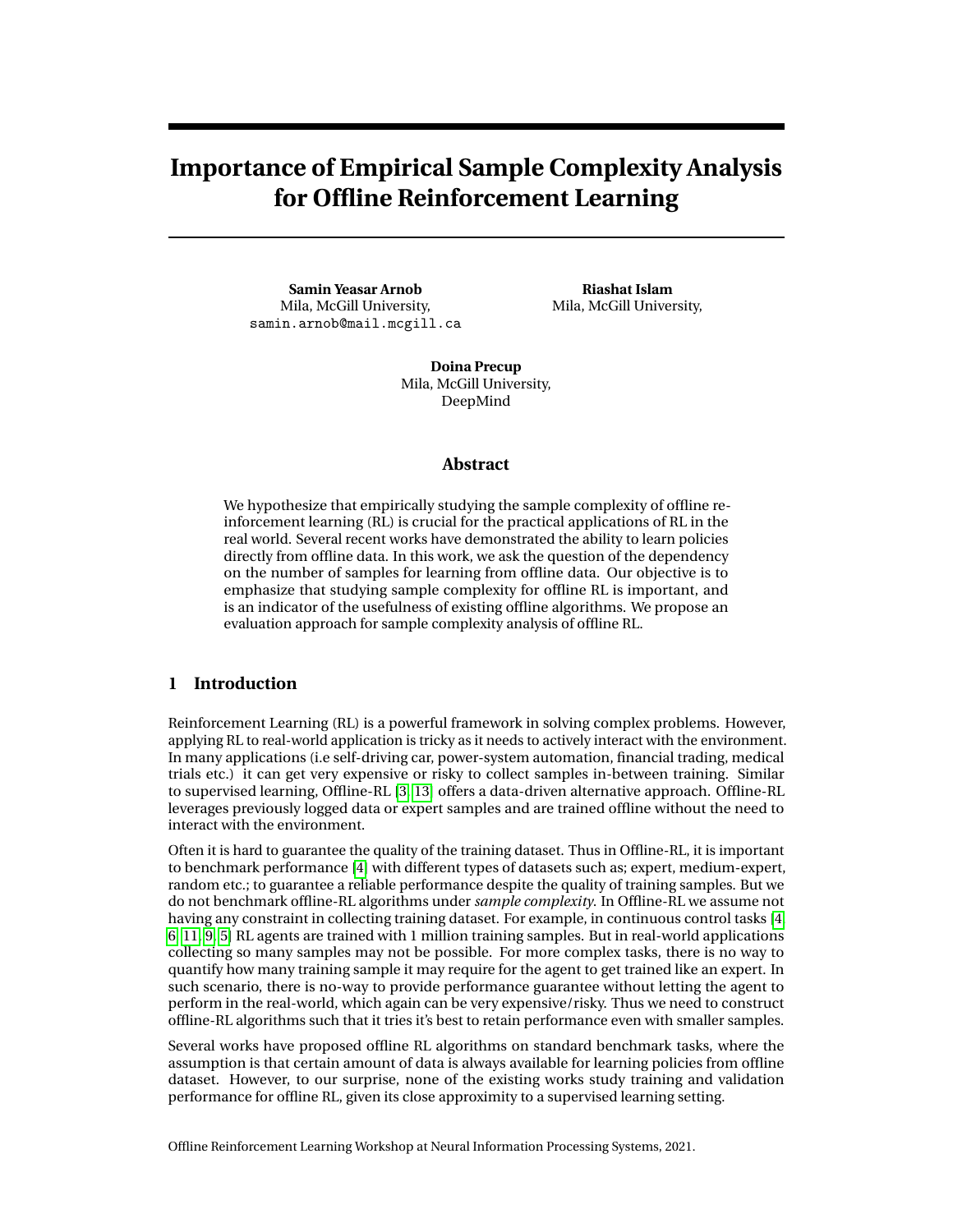# Importance of Empirical Sample Complexity Analysis for Offline Reinforcement Learning

**Samin Yeasar Arnob**
Mila, McGill University,
samin.arnob@mail.mcgill.ca

**Riashat Islam**
Mila, McGill University,

**Doina Precup**
Mila, McGill University,
DeepMind

## Abstract

We hypothesize that empirically studying the sample complexity of offline reinforcement learning (RL) is crucial for the practical applications of RL in the real world. Several recent works have demonstrated the ability to learn policies directly from offline data. In this work, we ask the question of the dependency on the number of samples for learning from offline data. Our objective is to emphasize that studying sample complexity for offline RL is important, and is an indicator of the usefulness of existing offline algorithms. We propose an evaluation approach for sample complexity analysis of offline RL.

## 1 Introduction

Reinforcement Learning (RL) is a powerful framework in solving complex problems. However, applying RL to real-world application is tricky as it needs to actively interact with the environment. In many applications (i.e self-driving car, power-system automation, financial trading, medical trials etc.) it can get very expensive or risky to collect samples in-between training. Similar to supervised learning, Offline-RL [3, 13] offers a data-driven alternative approach. Offline-RL leverages previously logged data or expert samples and are trained offline without the need to interact with the environment.

Often it is hard to guarantee the quality of the training dataset. Thus in Offline-RL, it is important to benchmark performance [4] with different types of datasets such as; expert, medium-expert, random etc.; to guarantee a reliable performance despite the quality of training samples. But we do not benchmark offline-RL algorithms under *sample complexity*. In Offline-RL we assume not having any constraint in collecting training dataset. For example, in continuous control tasks [4, 6, 11, 9, 5] RL agents are trained with 1 million training samples. But in real-world applications collecting so many samples may not be possible. For more complex tasks, there is no way to quantify how many training sample it may require for the agent to get trained like an expert. In such scenario, there is no-way to provide performance guarantee without letting the agent to perform in the real-world, which again can be very expensive/risky. Thus we need to construct offline-RL algorithms such that it tries it's best to retain performance even with smaller samples.

Several works have proposed offline RL algorithms on standard benchmark tasks, where the assumption is that certain amount of data is always available for learning policies from offline dataset. However, to our surprise, none of the existing works study training and validation performance for offline RL, given its close approximity to a supervised learning setting.

Offline Reinforcement Learning Workshop at Neural Information Processing Systems, 2021.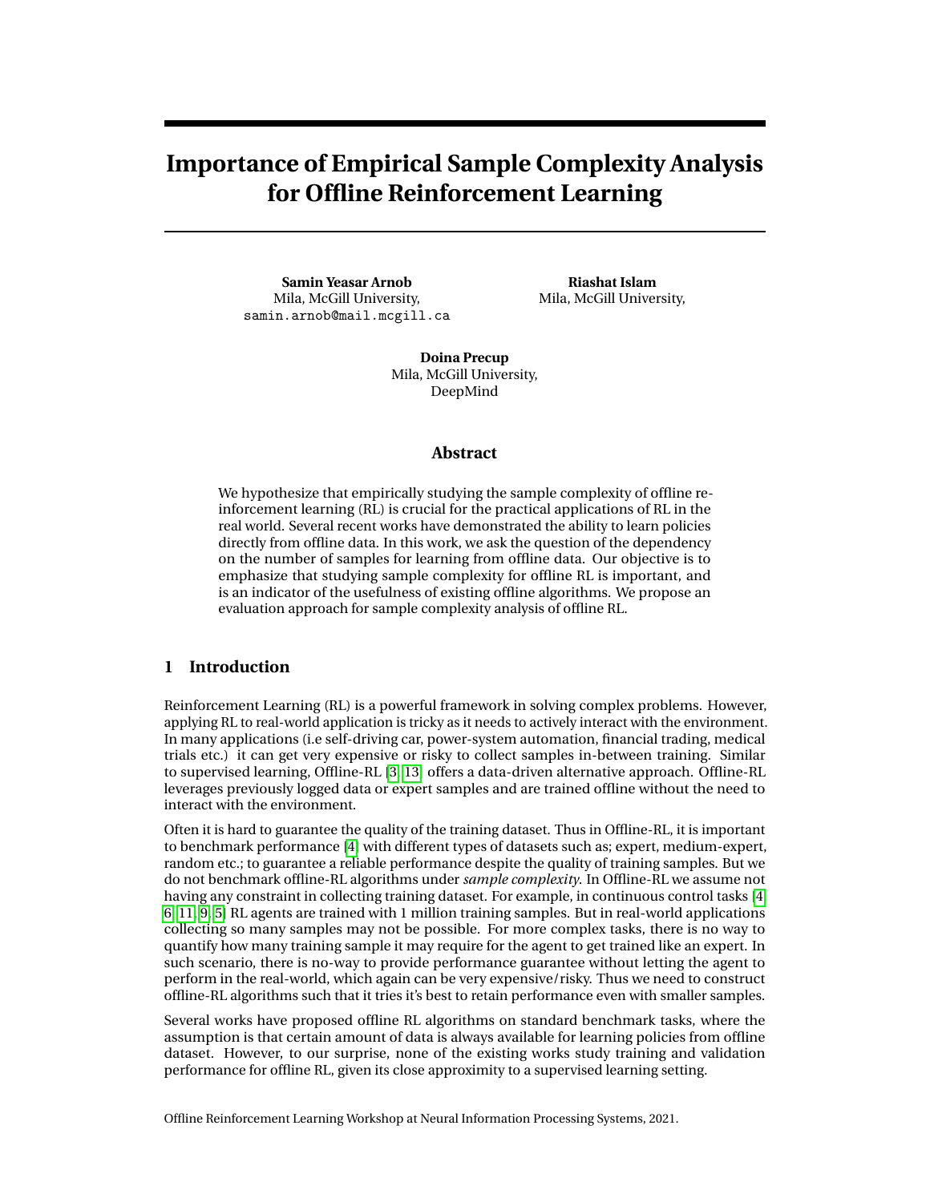# Importance of Empirical Sample Complexity Analysis for Offline Reinforcement Learning

**Samin Yeasar Arnob**
Mila, McGill University,
samin.arnob@mail.mcgill.ca

**Riashat Islam**
Mila, McGill University,

**Doina Precup**
Mila, McGill University,
DeepMind

## Abstract

We hypothesize that empirically studying the sample complexity of offline reinforcement learning (RL) is crucial for the practical applications of RL in the real world. Several recent works have demonstrated the ability to learn policies directly from offline data. In this work, we ask the question of the dependency on the number of samples for learning from offline data. Our objective is to emphasize that studying sample complexity for offline RL is important, and is an indicator of the usefulness of existing offline algorithms. We propose an evaluation approach for sample complexity analysis of offline RL.

## 1 Introduction

Reinforcement Learning (RL) is a powerful framework in solving complex problems. However, applying RL to real-world application is tricky as it needs to actively interact with the environment. In many applications (i.e self-driving car, power-system automation, financial trading, medical trials etc.) it can get very expensive or risky to collect samples in-between training. Similar to supervised learning, Offline-RL [3, 13] offers a data-driven alternative approach. Offline-RL leverages previously logged data or expert samples and are trained offline without the need to interact with the environment.

Often it is hard to guarantee the quality of the training dataset. Thus in Offline-RL, it is important to benchmark performance [4] with different types of datasets such as; expert, medium-expert, random etc.; to guarantee a reliable performance despite the quality of training samples. But we do not benchmark offline-RL algorithms under *sample complexity*. In Offline-RL we assume not having any constraint in collecting training dataset. For example, in continuous control tasks [4, 6, 11, 9, 5] RL agents are trained with 1 million training samples. But in real-world applications collecting so many samples may not be possible. For more complex tasks, there is no way to quantify how many training sample it may require for the agent to get trained like an expert. In such scenario, there is no-way to provide performance guarantee without letting the agent to perform in the real-world, which again can be very expensive/risky. Thus we need to construct offline-RL algorithms such that it tries it's best to retain performance even with smaller samples.

Several works have proposed offline RL algorithms on standard benchmark tasks, where the assumption is that certain amount of data is always available for learning policies from offline dataset. However, to our surprise, none of the existing works study training and validation performance for offline RL, given its close approximity to a supervised learning setting.

Offline Reinforcement Learning Workshop at Neural Information Processing Systems, 2021.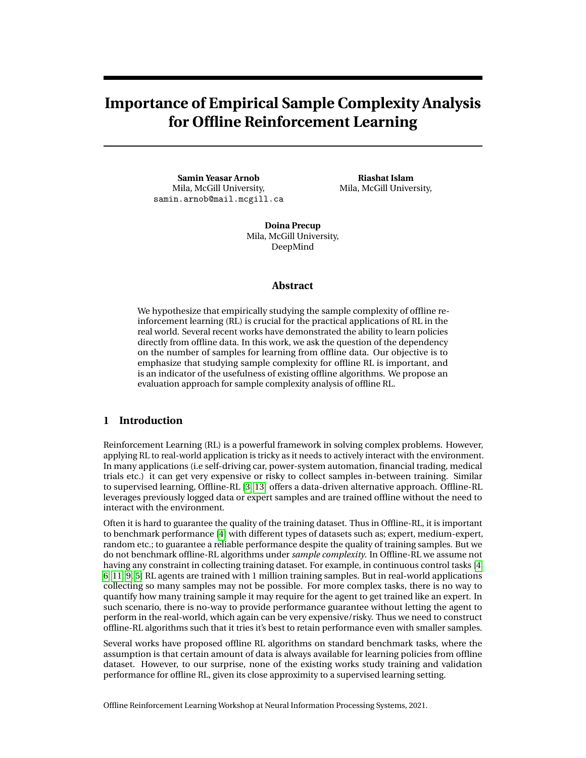# Importance of Empirical Sample Complexity Analysis for Offline Reinforcement Learning

**Samin Yeasar Arnob**
Mila, McGill University,
samin.arnob@mail.mcgill.ca

**Riashat Islam**
Mila, McGill University,

**Doina Precup**
Mila, McGill University,
DeepMind

## Abstract

We hypothesize that empirically studying the sample complexity of offline reinforcement learning (RL) is crucial for the practical applications of RL in the real world. Several recent works have demonstrated the ability to learn policies directly from offline data. In this work, we ask the question of the dependency on the number of samples for learning from offline data. Our objective is to emphasize that studying sample complexity for offline RL is important, and is an indicator of the usefulness of existing offline algorithms. We propose an evaluation approach for sample complexity analysis of offline RL.

## 1 Introduction

Reinforcement Learning (RL) is a powerful framework in solving complex problems. However, applying RL to real-world application is tricky as it needs to actively interact with the environment. In many applications (i.e self-driving car, power-system automation, financial trading, medical trials etc.) it can get very expensive or risky to collect samples in-between training. Similar to supervised learning, Offline-RL [3, 13] offers a data-driven alternative approach. Offline-RL leverages previously logged data or expert samples and are trained offline without the need to interact with the environment.

Often it is hard to guarantee the quality of the training dataset. Thus in Offline-RL, it is important to benchmark performance [4] with different types of datasets such as; expert, medium-expert, random etc.; to guarantee a reliable performance despite the quality of training samples. But we do not benchmark offline-RL algorithms under *sample complexity*. In Offline-RL we assume not having any constraint in collecting training dataset. For example, in continuous control tasks [4, 6, 11, 9, 5] RL agents are trained with 1 million training samples. But in real-world applications collecting so many samples may not be possible. For more complex tasks, there is no way to quantify how many training sample it may require for the agent to get trained like an expert. In such scenario, there is no-way to provide performance guarantee without letting the agent to perform in the real-world, which again can be very expensive/risky. Thus we need to construct offline-RL algorithms such that it tries it's best to retain performance even with smaller samples.

Several works have proposed offline RL algorithms on standard benchmark tasks, where the assumption is that certain amount of data is always available for learning policies from offline dataset. However, to our surprise, none of the existing works study training and validation performance for offline RL, given its close approximity to a supervised learning setting.

Offline Reinforcement Learning Workshop at Neural Information Processing Systems, 2021.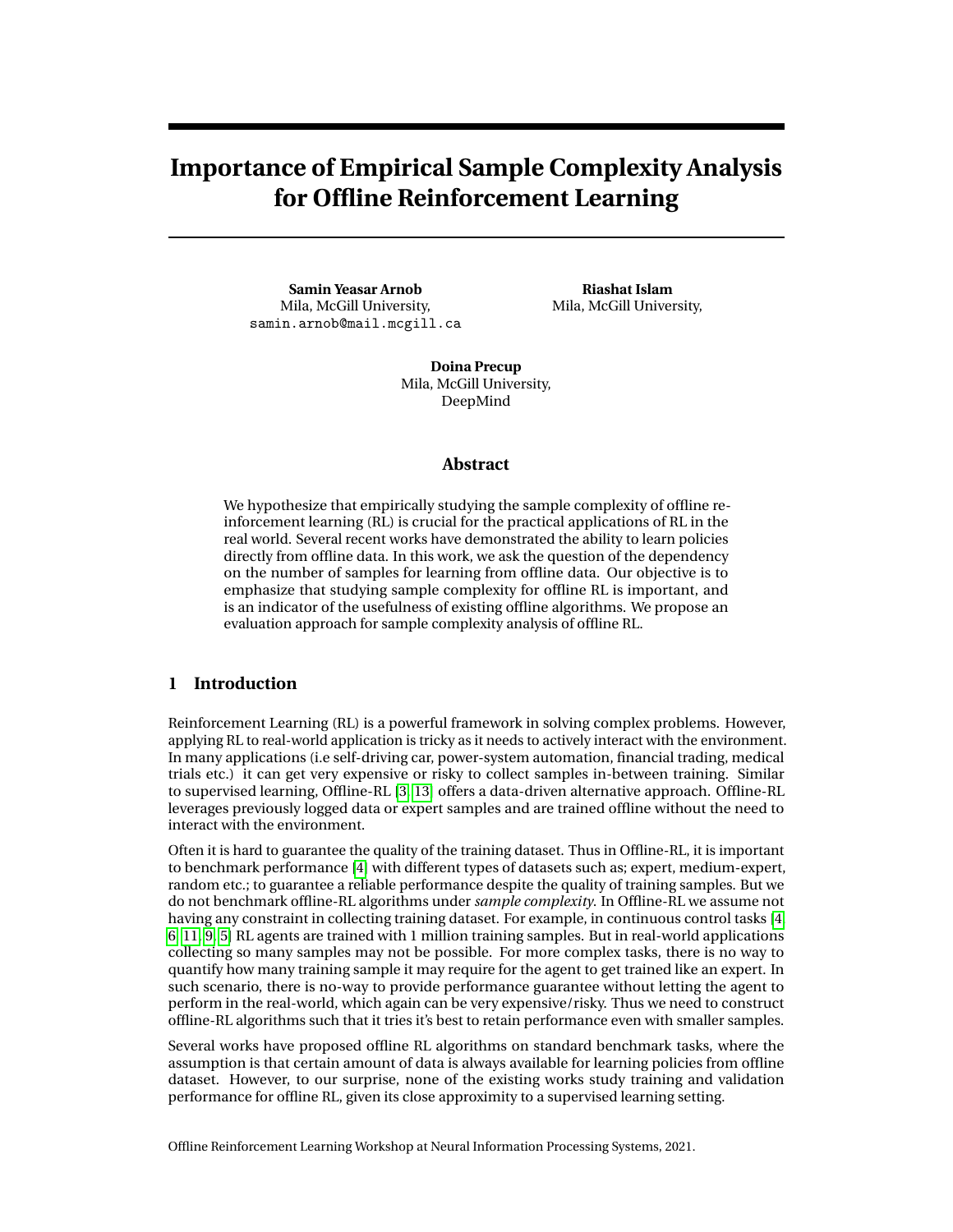# Importance of Empirical Sample Complexity Analysis for Offline Reinforcement Learning

**Samin Yeasar Arnob**
Mila, McGill University,
samin.arnob@mail.mcgill.ca

**Riashat Islam**
Mila, McGill University,

**Doina Precup**
Mila, McGill University,
DeepMind

## Abstract

We hypothesize that empirically studying the sample complexity of offline reinforcement learning (RL) is crucial for the practical applications of RL in the real world. Several recent works have demonstrated the ability to learn policies directly from offline data. In this work, we ask the question of the dependency on the number of samples for learning from offline data. Our objective is to emphasize that studying sample complexity for offline RL is important, and is an indicator of the usefulness of existing offline algorithms. We propose an evaluation approach for sample complexity analysis of offline RL.

## 1 Introduction

Reinforcement Learning (RL) is a powerful framework in solving complex problems. However, applying RL to real-world application is tricky as it needs to actively interact with the environment. In many applications (i.e self-driving car, power-system automation, financial trading, medical trials etc.) it can get very expensive or risky to collect samples in-between training. Similar to supervised learning, Offline-RL [3, 13] offers a data-driven alternative approach. Offline-RL leverages previously logged data or expert samples and are trained offline without the need to interact with the environment.

Often it is hard to guarantee the quality of the training dataset. Thus in Offline-RL, it is important to benchmark performance [4] with different types of datasets such as; expert, medium-expert, random etc.; to guarantee a reliable performance despite the quality of training samples. But we do not benchmark offline-RL algorithms under *sample complexity*. In Offline-RL we assume not having any constraint in collecting training dataset. For example, in continuous control tasks [4, 6, 11, 9, 5] RL agents are trained with 1 million training samples. But in real-world applications collecting so many samples may not be possible. For more complex tasks, there is no way to quantify how many training sample it may require for the agent to get trained like an expert. In such scenario, there is no-way to provide performance guarantee without letting the agent to perform in the real-world, which again can be very expensive/risky. Thus we need to construct offline-RL algorithms such that it tries it's best to retain performance even with smaller samples.

Several works have proposed offline RL algorithms on standard benchmark tasks, where the assumption is that certain amount of data is always available for learning policies from offline dataset. However, to our surprise, none of the existing works study training and validation performance for offline RL, given its close approximity to a supervised learning setting.

Offline Reinforcement Learning Workshop at Neural Information Processing Systems, 2021.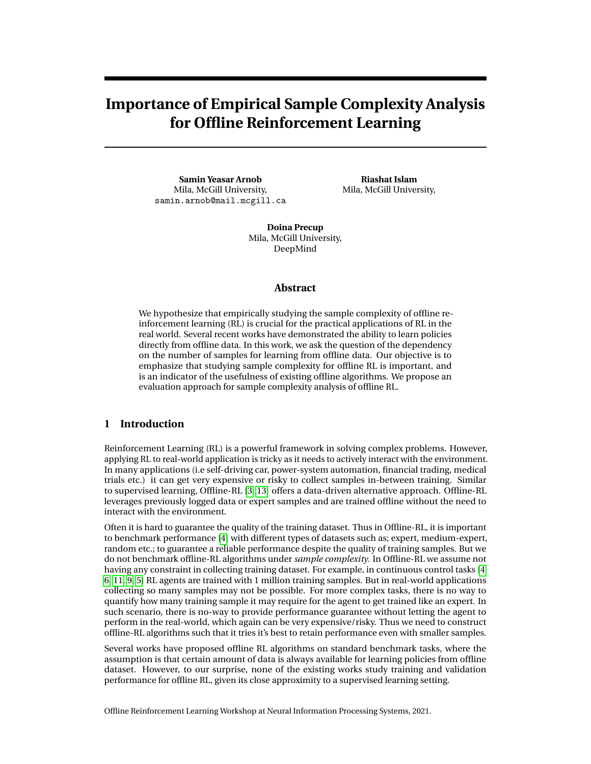# Importance of Empirical Sample Complexity Analysis for Offline Reinforcement Learning

**Samin Yeasar Arnob**
Mila, McGill University,
samin.arnob@mail.mcgill.ca

**Riashat Islam**
Mila, McGill University,

**Doina Precup**
Mila, McGill University,
DeepMind

## Abstract

We hypothesize that empirically studying the sample complexity of offline reinforcement learning (RL) is crucial for the practical applications of RL in the real world. Several recent works have demonstrated the ability to learn policies directly from offline data. In this work, we ask the question of the dependency on the number of samples for learning from offline data. Our objective is to emphasize that studying sample complexity for offline RL is important, and is an indicator of the usefulness of existing offline algorithms. We propose an evaluation approach for sample complexity analysis of offline RL.

## 1 Introduction

Reinforcement Learning (RL) is a powerful framework in solving complex problems. However, applying RL to real-world application is tricky as it needs to actively interact with the environment. In many applications (i.e self-driving car, power-system automation, financial trading, medical trials etc.) it can get very expensive or risky to collect samples in-between training. Similar to supervised learning, Offline-RL [3, 13] offers a data-driven alternative approach. Offline-RL leverages previously logged data or expert samples and are trained offline without the need to interact with the environment.

Often it is hard to guarantee the quality of the training dataset. Thus in Offline-RL, it is important to benchmark performance [4] with different types of datasets such as; expert, medium-expert, random etc.; to guarantee a reliable performance despite the quality of training samples. But we do not benchmark offline-RL algorithms under *sample complexity*. In Offline-RL we assume not having any constraint in collecting training dataset. For example, in continuous control tasks [4, 6, 11, 9, 5] RL agents are trained with 1 million training samples. But in real-world applications collecting so many samples may not be possible. For more complex tasks, there is no way to quantify how many training sample it may require for the agent to get trained like an expert. In such scenario, there is no-way to provide performance guarantee without letting the agent to perform in the real-world, which again can be very expensive/risky. Thus we need to construct offline-RL algorithms such that it tries it's best to retain performance even with smaller samples.

Several works have proposed offline RL algorithms on standard benchmark tasks, where the assumption is that certain amount of data is always available for learning policies from offline dataset. However, to our surprise, none of the existing works study training and validation performance for offline RL, given its close approximity to a supervised learning setting.

Offline Reinforcement Learning Workshop at Neural Information Processing Systems, 2021.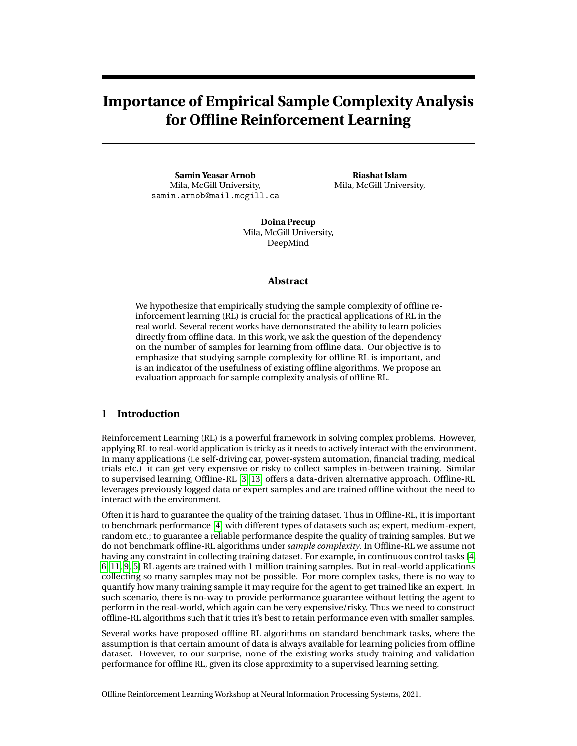# Importance of Empirical Sample Complexity Analysis for Offline Reinforcement Learning

**Samin Yeasar Arnob**
Mila, McGill University,
samin.arnob@mail.mcgill.ca

**Riashat Islam**
Mila, McGill University,

**Doina Precup**
Mila, McGill University,
DeepMind

## Abstract

We hypothesize that empirically studying the sample complexity of offline reinforcement learning (RL) is crucial for the practical applications of RL in the real world. Several recent works have demonstrated the ability to learn policies directly from offline data. In this work, we ask the question of the dependency on the number of samples for learning from offline data. Our objective is to emphasize that studying sample complexity for offline RL is important, and is an indicator of the usefulness of existing offline algorithms. We propose an evaluation approach for sample complexity analysis of offline RL.

## 1 Introduction

Reinforcement Learning (RL) is a powerful framework in solving complex problems. However, applying RL to real-world application is tricky as it needs to actively interact with the environment. In many applications (i.e self-driving car, power-system automation, financial trading, medical trials etc.) it can get very expensive or risky to collect samples in-between training. Similar to supervised learning, Offline-RL [3, 13] offers a data-driven alternative approach. Offline-RL leverages previously logged data or expert samples and are trained offline without the need to interact with the environment.

Often it is hard to guarantee the quality of the training dataset. Thus in Offline-RL, it is important to benchmark performance [4] with different types of datasets such as; expert, medium-expert, random etc.; to guarantee a reliable performance despite the quality of training samples. But we do not benchmark offline-RL algorithms under *sample complexity*. In Offline-RL we assume not having any constraint in collecting training dataset. For example, in continuous control tasks [4, 6, 11, 9, 5] RL agents are trained with 1 million training samples. But in real-world applications collecting so many samples may not be possible. For more complex tasks, there is no way to quantify how many training sample it may require for the agent to get trained like an expert. In such scenario, there is no-way to provide performance guarantee without letting the agent to perform in the real-world, which again can be very expensive/risky. Thus we need to construct offline-RL algorithms such that it tries it's best to retain performance even with smaller samples.

Several works have proposed offline RL algorithms on standard benchmark tasks, where the assumption is that certain amount of data is always available for learning policies from offline dataset. However, to our surprise, none of the existing works study training and validation performance for offline RL, given its close approximity to a supervised learning setting.

Offline Reinforcement Learning Workshop at Neural Information Processing Systems, 2021.